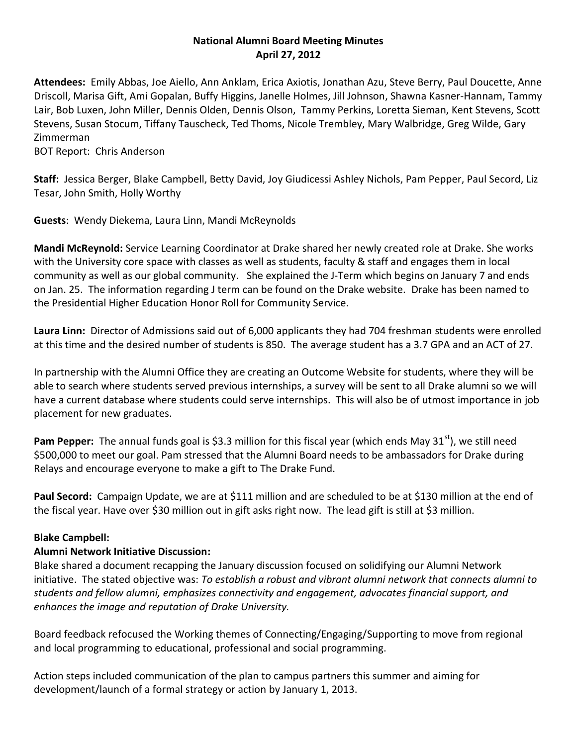# National Alumni Board Meeting Minutes

## April 27, 2012

**Attendees:** Emily Abbas, Joe Aiello, Ann Anklam, Erica Axiotis, Jonathan Azu, Steve Berry, Paul Doucette, Anne Driscoll, Marisa Gift, Ami Gopalan, Buffy Higgins, Janelle Holmes, Jill Johnson, Shawna Kasner-Hannam, Tammy Lair, Bob Luxen, John Miller, Dennis Olden, Dennis Olson, Tammy Perkins, Loretta Sieman, Kent Stevens, Scott Stevens, Susan Stocum, Tiffany Tauscheck, Ted Thoms, Nicole Trembley, Mary Walbridge, Greg Wilde, Gary Zimmerman

BOT Report: Chris Anderson

**Staff:** Jessica Berger, Blake Campbell, Betty David, Joy Giudicessi Ashley Nichols, Pam Pepper, Paul Secord, Liz Tesar, John Smith, Holly Worthy

**Guests**: Wendy Diekema, Laura Linn, Mandi McReynolds

**Mandi McReynold:** Service Learning Coordinator at Drake shared her newly created role at Drake. She works with the University core space with classes as well as students, faculty & staff and engages them in local community as well as our global community. She explained the J-Term which begins on January 7 and ends on Jan. 25. The information regarding J term can be found on the Drake website. Drake has been named to the Presidential Higher Education Honor Roll for Community Service.

**Laura Linn:** Director of Admissions said out of 6,000 applicants they had 704 freshman students were enrolled at this time and the desired number of students is 850. The average student has a 3.7 GPA and an ACT of 27.

In partnership with the Alumni Office they are creating an Outcome Website for students, where they will be able to search where students served previous internships, a survey will be sent to all Drake alumni so we will have a current database where students could serve internships. This will also be of utmost importance in job placement for new graduates.

**Pam Pepper:** The annual funds goal is $3.3 million for this fiscal year (which ends May 31st), we still need $500,000 to meet our goal. Pam stressed that the Alumni Board needs to be ambassadors for Drake during Relays and encourage everyone to make a gift to The Drake Fund.

**Paul Secord:** Campaign Update, we are at $111 million and are scheduled to be at $130 million at the end of the fiscal year. Have over $30 million out in gift asks right now. The lead gift is still at $3 million.

**Blake Campbell:**

**Alumni Network Initiative Discussion:**

Blake shared a document recapping the January discussion focused on solidifying our Alumni Network initiative. The stated objective was: *To establish a robust and vibrant alumni network that connects alumni to students and fellow alumni, emphasizes connectivity and engagement, advocates financial support, and enhances the image and reputation of Drake University.*

Board feedback refocused the Working themes of Connecting/Engaging/Supporting to move from regional and local programming to educational, professional and social programming.

Action steps included communication of the plan to campus partners this summer and aiming for development/launch of a formal strategy or action by January 1, 2013.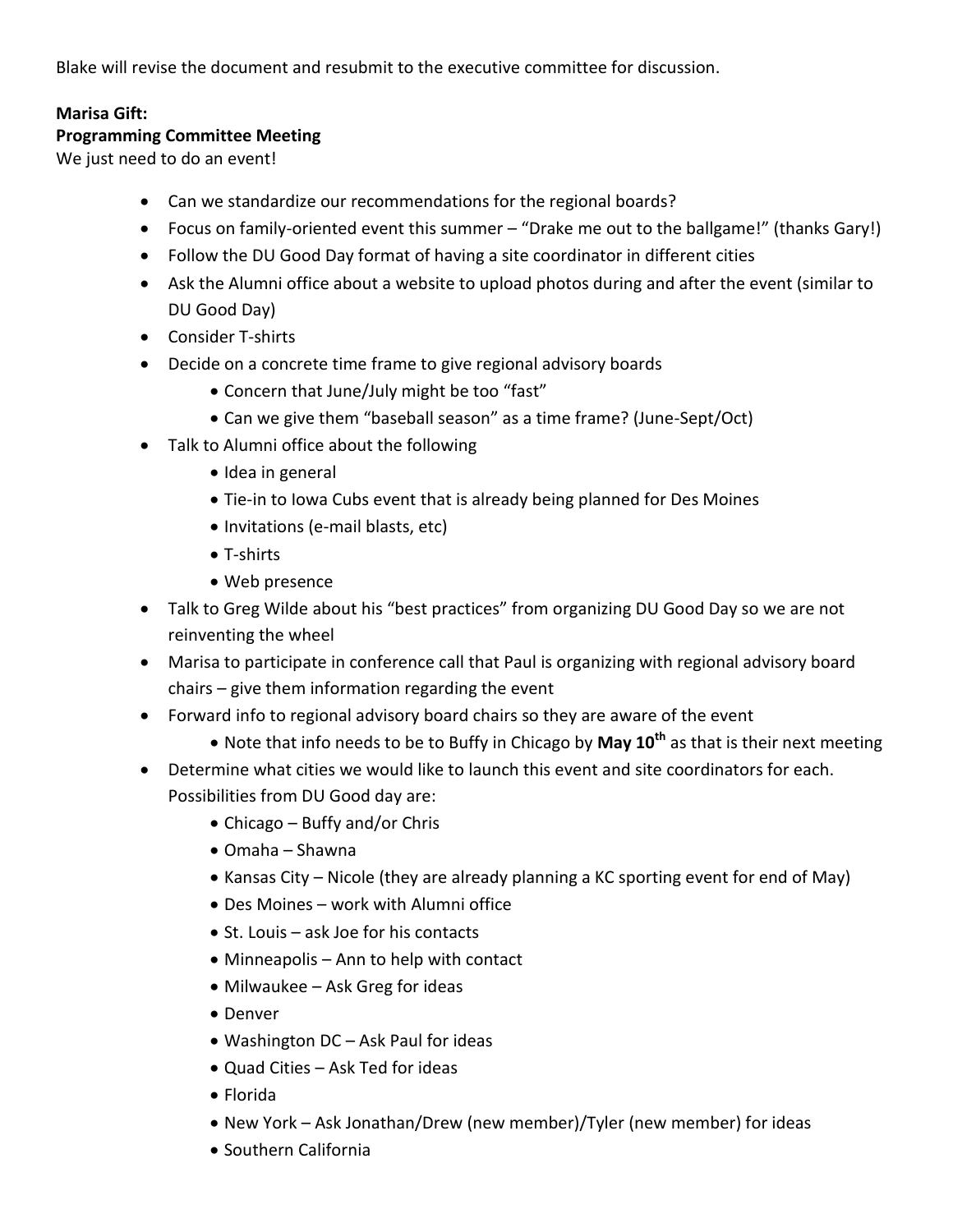Blake will revise the document and resubmit to the executive committee for discussion.

**Marisa Gift:**
**Programming Committee Meeting**
We just need to do an event!

- Can we standardize our recommendations for the regional boards?
- Focus on family-oriented event this summer – "Drake me out to the ballgame!" (thanks Gary!)
- Follow the DU Good Day format of having a site coordinator in different cities
- Ask the Alumni office about a website to upload photos during and after the event (similar to DU Good Day)
- Consider T-shirts
- Decide on a concrete time frame to give regional advisory boards
    - Concern that June/July might be too "fast"
    - Can we give them "baseball season" as a time frame? (June-Sept/Oct)
- Talk to Alumni office about the following
    - Idea in general
    - Tie-in to Iowa Cubs event that is already being planned for Des Moines
    - Invitations (e-mail blasts, etc)
    - T-shirts
    - Web presence
- Talk to Greg Wilde about his "best practices" from organizing DU Good Day so we are not reinventing the wheel
- Marisa to participate in conference call that Paul is organizing with regional advisory board chairs – give them information regarding the event
- Forward info to regional advisory board chairs so they are aware of the event
    - Note that info needs to be to Buffy in Chicago by **May 10th** as that is their next meeting
- Determine what cities we would like to launch this event and site coordinators for each. Possibilities from DU Good day are:
    - Chicago – Buffy and/or Chris
    - Omaha – Shawna
    - Kansas City – Nicole (they are already planning a KC sporting event for end of May)
    - Des Moines – work with Alumni office
    - St. Louis – ask Joe for his contacts
    - Minneapolis – Ann to help with contact
    - Milwaukee – Ask Greg for ideas
    - Denver
    - Washington DC – Ask Paul for ideas
    - Quad Cities – Ask Ted for ideas
    - Florida
    - New York – Ask Jonathan/Drew (new member)/Tyler (new member) for ideas
    - Southern California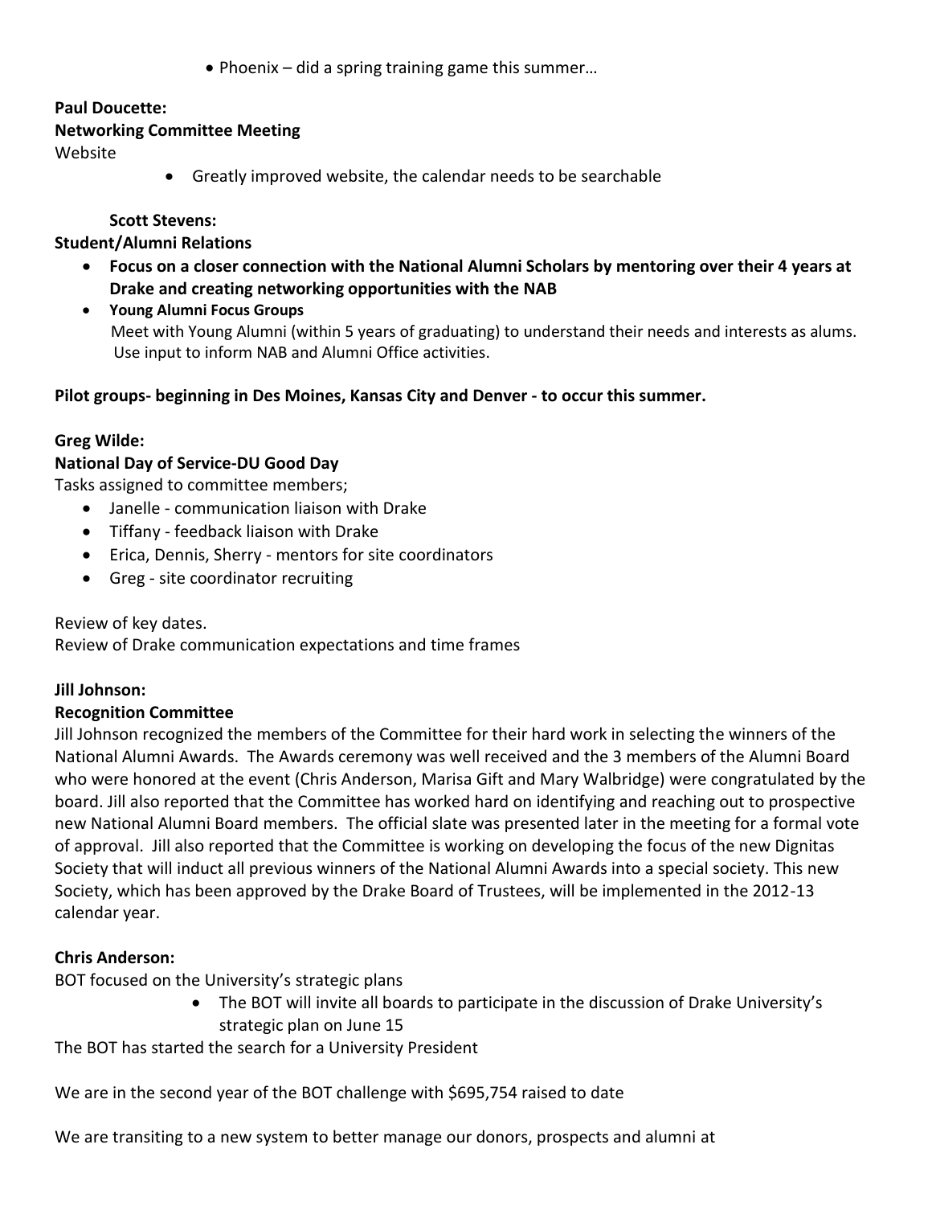- Phoenix – did a spring training game this summer…

**Paul Doucette:**

**Networking Committee Meeting**

Website

- Greatly improved website, the calendar needs to be searchable

**Scott Stevens:**

**Student/Alumni Relations**

- **Focus on a closer connection with the National Alumni Scholars by mentoring over their 4 years at Drake and creating networking opportunities with the NAB**
- **Young Alumni Focus Groups**
  Meet with Young Alumni (within 5 years of graduating) to understand their needs and interests as alums. Use input to inform NAB and Alumni Office activities.

**Pilot groups- beginning in Des Moines, Kansas City and Denver - to occur this summer.**

**Greg Wilde:**

**National Day of Service-DU Good Day**

Tasks assigned to committee members;

- Janelle - communication liaison with Drake
- Tiffany - feedback liaison with Drake
- Erica, Dennis, Sherry - mentors for site coordinators
- Greg - site coordinator recruiting

Review of key dates.
Review of Drake communication expectations and time frames

**Jill Johnson:**

**Recognition Committee**

Jill Johnson recognized the members of the Committee for their hard work in selecting the winners of the National Alumni Awards. The Awards ceremony was well received and the 3 members of the Alumni Board who were honored at the event (Chris Anderson, Marisa Gift and Mary Walbridge) were congratulated by the board. Jill also reported that the Committee has worked hard on identifying and reaching out to prospective new National Alumni Board members. The official slate was presented later in the meeting for a formal vote of approval. Jill also reported that the Committee is working on developing the focus of the new Dignitas Society that will induct all previous winners of the National Alumni Awards into a special society. This new Society, which has been approved by the Drake Board of Trustees, will be implemented in the 2012-13 calendar year.

**Chris Anderson:**

BOT focused on the University's strategic plans

- The BOT will invite all boards to participate in the discussion of Drake University's strategic plan on June 15

The BOT has started the search for a University President

We are in the second year of the BOT challenge with $695,754 raised to date

We are transiting to a new system to better manage our donors, prospects and alumni at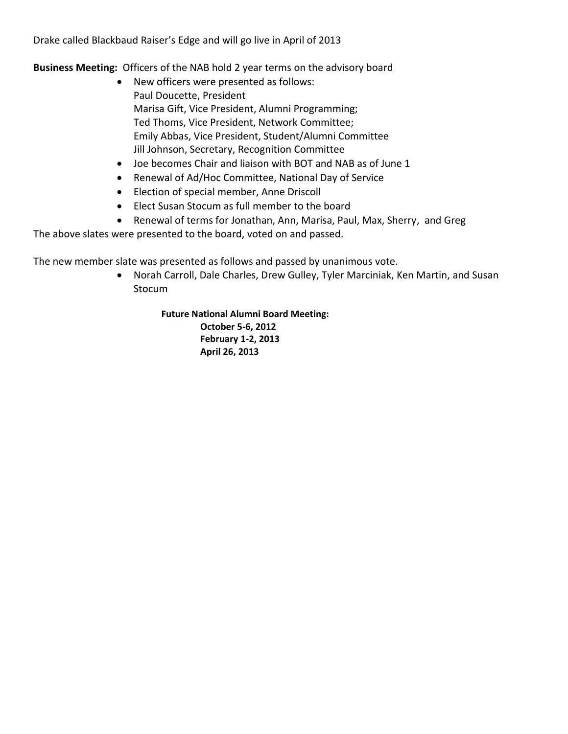Drake called Blackbaud Raiser's Edge and will go live in April of 2013

**Business Meeting:** Officers of the NAB hold 2 year terms on the advisory board

- New officers were presented as follows:  
  Paul Doucette, President  
  Marisa Gift, Vice President, Alumni Programming;  
  Ted Thoms, Vice President, Network Committee;  
  Emily Abbas, Vice President, Student/Alumni Committee  
  Jill Johnson, Secretary, Recognition Committee
- Joe becomes Chair and liaison with BOT and NAB as of June 1
- Renewal of Ad/Hoc Committee, National Day of Service
- Election of special member, Anne Driscoll
- Elect Susan Stocum as full member to the board
- Renewal of terms for Jonathan, Ann, Marisa, Paul, Max, Sherry, and Greg

The above slates were presented to the board, voted on and passed.

The new member slate was presented as follows and passed by unanimous vote.

- Norah Carroll, Dale Charles, Drew Gulley, Tyler Marciniak, Ken Martin, and Susan Stocum

**Future National Alumni Board Meeting:**  
**October 5-6, 2012**  
**February 1-2, 2013**  
**April 26, 2013**